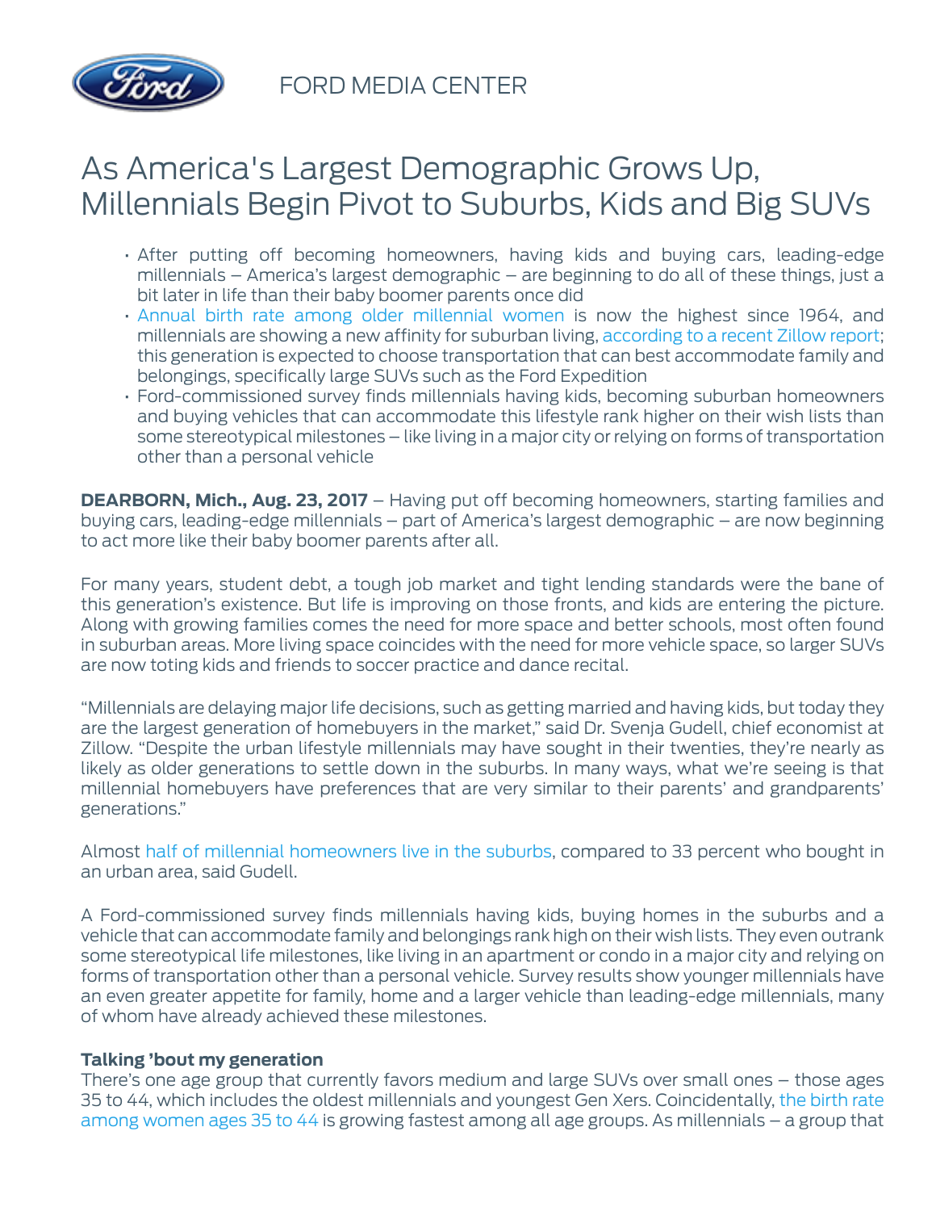FORD MEDIA CENTER

# As America's Largest Demographic Grows Up, Millennials Begin Pivot to Suburbs, Kids and Big SUVs

- After putting off becoming homeowners, having kids and buying cars, leading-edge millennials – America's largest demographic – are beginning to do all of these things, just a bit later in life than their baby boomer parents once did
- Annual birth rate among older millennial women is now the highest since 1964, and millennials are showing a new affinity for suburban living, according to a recent Zillow report; this generation is expected to choose transportation that can best accommodate family and belongings, specifically large SUVs such as the Ford Expedition
- Ford-commissioned survey finds millennials having kids, becoming suburban homeowners and buying vehicles that can accommodate this lifestyle rank higher on their wish lists than some stereotypical milestones – like living in a major city or relying on forms of transportation other than a personal vehicle

**DEARBORN, Mich., Aug. 23, 2017** – Having put off becoming homeowners, starting families and buying cars, leading-edge millennials – part of America's largest demographic – are now beginning to act more like their baby boomer parents after all.

For many years, student debt, a tough job market and tight lending standards were the bane of this generation's existence. But life is improving on those fronts, and kids are entering the picture. Along with growing families comes the need for more space and better schools, most often found in suburban areas. More living space coincides with the need for more vehicle space, so larger SUVs are now toting kids and friends to soccer practice and dance recital.

"Millennials are delaying major life decisions, such as getting married and having kids, but today they are the largest generation of homebuyers in the market," said Dr. Svenja Gudell, chief economist at Zillow. "Despite the urban lifestyle millennials may have sought in their twenties, they're nearly as likely as older generations to settle down in the suburbs. In many ways, what we're seeing is that millennial homebuyers have preferences that are very similar to their parents' and grandparents' generations."

Almost half of millennial homeowners live in the suburbs, compared to 33 percent who bought in an urban area, said Gudell.

A Ford-commissioned survey finds millennials having kids, buying homes in the suburbs and a vehicle that can accommodate family and belongings rank high on their wish lists. They even outrank some stereotypical life milestones, like living in an apartment or condo in a major city and relying on forms of transportation other than a personal vehicle. Survey results show younger millennials have an even greater appetite for family, home and a larger vehicle than leading-edge millennials, many of whom have already achieved these milestones.

### Talking 'bout my generation

There's one age group that currently favors medium and large SUVs over small ones – those ages 35 to 44, which includes the oldest millennials and youngest Gen Xers. Coincidentally, the birth rate among women ages 35 to 44 is growing fastest among all age groups. As millennials – a group that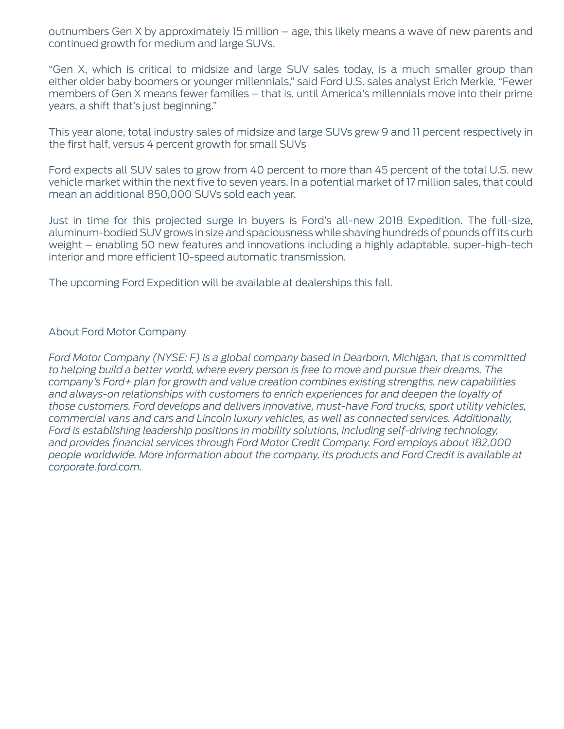outnumbers Gen X by approximately 15 million – age, this likely means a wave of new parents and continued growth for medium and large SUVs.

"Gen X, which is critical to midsize and large SUV sales today, is a much smaller group than either older baby boomers or younger millennials," said Ford U.S. sales analyst Erich Merkle. "Fewer members of Gen X means fewer families – that is, until America's millennials move into their prime years, a shift that's just beginning."

This year alone, total industry sales of midsize and large SUVs grew 9 and 11 percent respectively in the first half, versus 4 percent growth for small SUVs

Ford expects all SUV sales to grow from 40 percent to more than 45 percent of the total U.S. new vehicle market within the next five to seven years. In a potential market of 17 million sales, that could mean an additional 850,000 SUVs sold each year.

Just in time for this projected surge in buyers is Ford's all-new 2018 Expedition. The full-size, aluminum-bodied SUV grows in size and spaciousness while shaving hundreds of pounds off its curb weight – enabling 50 new features and innovations including a highly adaptable, super-high-tech interior and more efficient 10-speed automatic transmission.

The upcoming Ford Expedition will be available at dealerships this fall.

About Ford Motor Company

*Ford Motor Company (NYSE: F) is a global company based in Dearborn, Michigan, that is committed to helping build a better world, where every person is free to move and pursue their dreams. The company's Ford+ plan for growth and value creation combines existing strengths, new capabilities and always-on relationships with customers to enrich experiences for and deepen the loyalty of those customers. Ford develops and delivers innovative, must-have Ford trucks, sport utility vehicles, commercial vans and cars and Lincoln luxury vehicles, as well as connected services. Additionally, Ford is establishing leadership positions in mobility solutions, including self-driving technology, and provides financial services through Ford Motor Credit Company. Ford employs about 182,000 people worldwide. More information about the company, its products and Ford Credit is available at corporate.ford.com.*